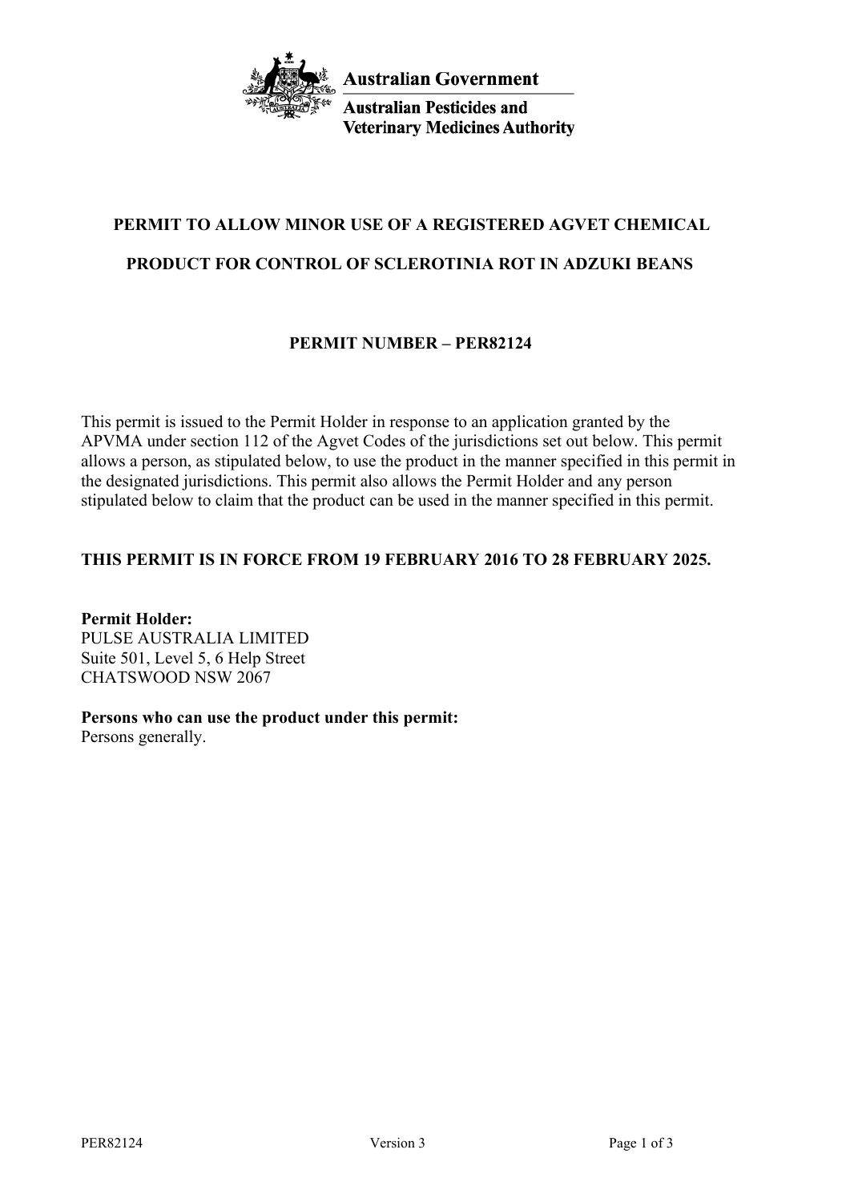**Australian Government**

**Australian Pesticides and Veterinary Medicines Authority**

## PERMIT TO ALLOW MINOR USE OF A REGISTERED AGVET CHEMICAL PRODUCT FOR CONTROL OF SCLEROTINIA ROT IN ADZUKI BEANS

### PERMIT NUMBER – PER82124

This permit is issued to the Permit Holder in response to an application granted by the APVMA under section 112 of the Agvet Codes of the jurisdictions set out below. This permit allows a person, as stipulated below, to use the product in the manner specified in this permit in the designated jurisdictions. This permit also allows the Permit Holder and any person stipulated below to claim that the product can be used in the manner specified in this permit.

**THIS PERMIT IS IN FORCE FROM 19 FEBRUARY 2016 TO 28 FEBRUARY 2025.**

**Permit Holder:**
PULSE AUSTRALIA LIMITED
Suite 501, Level 5, 6 Help Street
CHATSWOOD NSW 2067

**Persons who can use the product under this permit:**
Persons generally.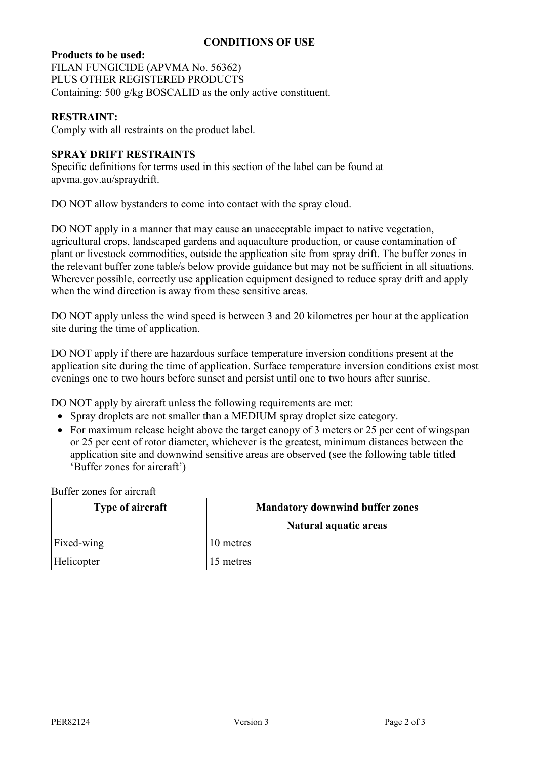## CONDITIONS OF USE

**Products to be used:**
FILAN FUNGICIDE (APVMA No. 56362)
PLUS OTHER REGISTERED PRODUCTS
Containing: 500 g/kg BOSCALID as the only active constituent.

**RESTRAINT:**
Comply with all restraints on the product label.

**SPRAY DRIFT RESTRAINTS**
Specific definitions for terms used in this section of the label can be found at apvma.gov.au/spraydrift.

DO NOT allow bystanders to come into contact with the spray cloud.

DO NOT apply in a manner that may cause an unacceptable impact to native vegetation, agricultural crops, landscaped gardens and aquaculture production, or cause contamination of plant or livestock commodities, outside the application site from spray drift. The buffer zones in the relevant buffer zone table/s below provide guidance but may not be sufficient in all situations. Wherever possible, correctly use application equipment designed to reduce spray drift and apply when the wind direction is away from these sensitive areas.

DO NOT apply unless the wind speed is between 3 and 20 kilometres per hour at the application site during the time of application.

DO NOT apply if there are hazardous surface temperature inversion conditions present at the application site during the time of application. Surface temperature inversion conditions exist most evenings one to two hours before sunset and persist until one to two hours after sunrise.

DO NOT apply by aircraft unless the following requirements are met:

- Spray droplets are not smaller than a MEDIUM spray droplet size category.
- For maximum release height above the target canopy of 3 meters or 25 per cent of wingspan or 25 per cent of rotor diameter, whichever is the greatest, minimum distances between the application site and downwind sensitive areas are observed (see the following table titled 'Buffer zones for aircraft')

Buffer zones for aircraft

| Type of aircraft | Mandatory downwind buffer zones |
|---|---|
| | Natural aquatic areas |
| Fixed-wing | 10 metres |
| Helicopter | 15 metres |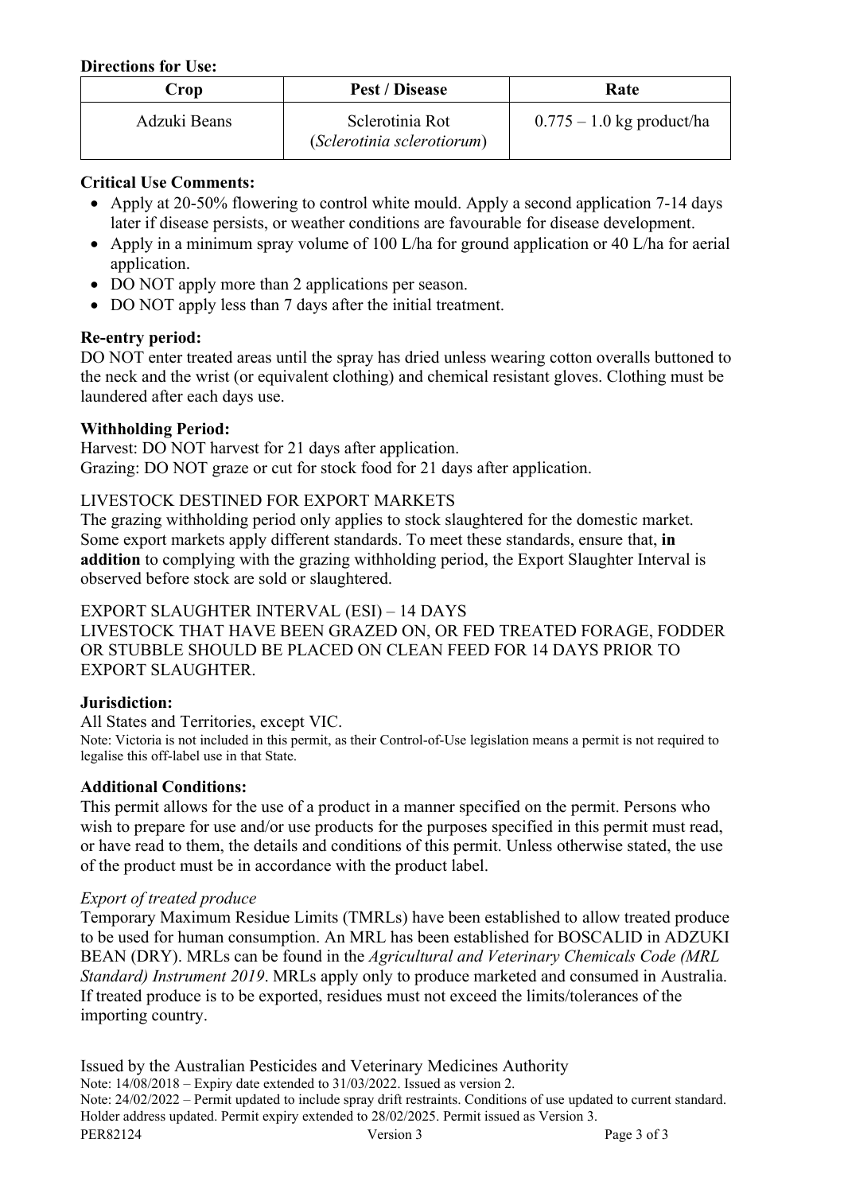**Directions for Use:**

| Crop | Pest / Disease | Rate |
|---|---|---|
| Adzuki Beans | Sclerotinia Rot (*Sclerotinia sclerotiorum*) | 0.775 – 1.0 kg product/ha |

**Critical Use Comments:**

- Apply at 20-50% flowering to control white mould. Apply a second application 7-14 days later if disease persists, or weather conditions are favourable for disease development.
- Apply in a minimum spray volume of 100 L/ha for ground application or 40 L/ha for aerial application.
- DO NOT apply more than 2 applications per season.
- DO NOT apply less than 7 days after the initial treatment.

**Re-entry period:**

DO NOT enter treated areas until the spray has dried unless wearing cotton overalls buttoned to the neck and the wrist (or equivalent clothing) and chemical resistant gloves. Clothing must be laundered after each days use.

**Withholding Period:**

Harvest: DO NOT harvest for 21 days after application.
Grazing: DO NOT graze or cut for stock food for 21 days after application.

LIVESTOCK DESTINED FOR EXPORT MARKETS

The grazing withholding period only applies to stock slaughtered for the domestic market. Some export markets apply different standards. To meet these standards, ensure that, **in addition** to complying with the grazing withholding period, the Export Slaughter Interval is observed before stock are sold or slaughtered.

EXPORT SLAUGHTER INTERVAL (ESI) – 14 DAYS

LIVESTOCK THAT HAVE BEEN GRAZED ON, OR FED TREATED FORAGE, FODDER OR STUBBLE SHOULD BE PLACED ON CLEAN FEED FOR 14 DAYS PRIOR TO EXPORT SLAUGHTER.

**Jurisdiction:**

All States and Territories, except VIC.

Note: Victoria is not included in this permit, as their Control-of-Use legislation means a permit is not required to legalise this off-label use in that State.

**Additional Conditions:**

This permit allows for the use of a product in a manner specified on the permit. Persons who wish to prepare for use and/or use products for the purposes specified in this permit must read, or have read to them, the details and conditions of this permit. Unless otherwise stated, the use of the product must be in accordance with the product label.

*Export of treated produce*

Temporary Maximum Residue Limits (TMRLs) have been established to allow treated produce to be used for human consumption. An MRL has been established for BOSCALID in ADZUKI BEAN (DRY). MRLs can be found in the *Agricultural and Veterinary Chemicals Code (MRL Standard) Instrument 2019*. MRLs apply only to produce marketed and consumed in Australia. If treated produce is to be exported, residues must not exceed the limits/tolerances of the importing country.

Issued by the Australian Pesticides and Veterinary Medicines Authority

Note: 14/08/2018 – Expiry date extended to 31/03/2022. Issued as version 2.

Note: 24/02/2022 – Permit updated to include spray drift restraints. Conditions of use updated to current standard. Holder address updated. Permit expiry extended to 28/02/2025. Permit issued as Version 3.